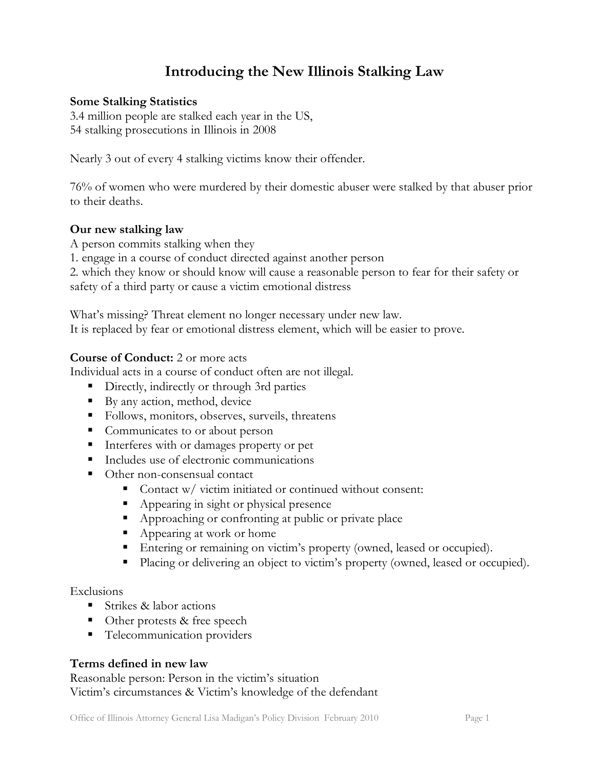# Introducing the New Illinois Stalking Law

**Some Stalking Statistics**
3.4 million people are stalked each year in the US,
54 stalking prosecutions in Illinois in 2008

Nearly 3 out of every 4 stalking victims know their offender.

76% of women who were murdered by their domestic abuser were stalked by that abuser prior to their deaths.

**Our new stalking law**
A person commits stalking when they
1. engage in a course of conduct directed against another person
2. which they know or should know will cause a reasonable person to fear for their safety or safety of a third party or cause a victim emotional distress

What's missing? Threat element no longer necessary under new law.
It is replaced by fear or emotional distress element, which will be easier to prove.

**Course of Conduct:** 2 or more acts
Individual acts in a course of conduct often are not illegal.

- Directly, indirectly or through 3rd parties
- By any action, method, device
- Follows, monitors, observes, surveils, threatens
- Communicates to or about person
- Interferes with or damages property or pet
- Includes use of electronic communications
- Other non-consensual contact
  - Contact w/ victim initiated or continued without consent:
  - Appearing in sight or physical presence
  - Approaching or confronting at public or private place
  - Appearing at work or home
  - Entering or remaining on victim's property (owned, leased or occupied).
  - Placing or delivering an object to victim's property (owned, leased or occupied).

Exclusions

- Strikes & labor actions
- Other protests & free speech
- Telecommunication providers

**Terms defined in new law**
Reasonable person: Person in the victim's situation
Victim's circumstances & Victim's knowledge of the defendant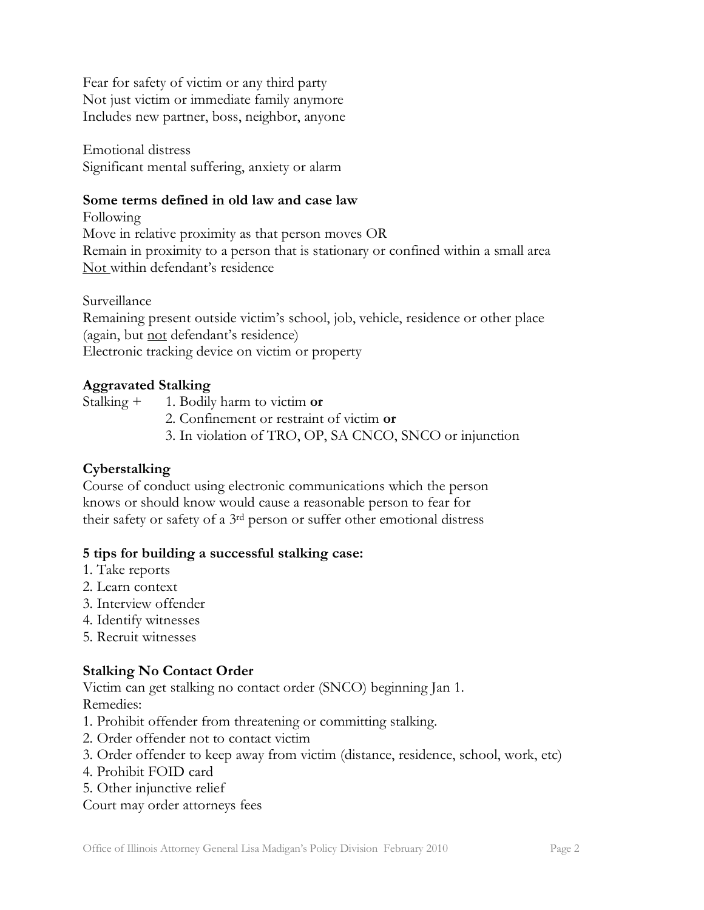Fear for safety of victim or any third party
Not just victim or immediate family anymore
Includes new partner, boss, neighbor, anyone

Emotional distress
Significant mental suffering, anxiety or alarm

**Some terms defined in old law and case law**
Following
Move in relative proximity as that person moves OR
Remain in proximity to a person that is stationary or confined within a small area
Not within defendant's residence

Surveillance
Remaining present outside victim's school, job, vehicle, residence or other place
(again, but not defendant's residence)
Electronic tracking device on victim or property

**Aggravated Stalking**

Stalking +
1. Bodily harm to victim **or**
2. Confinement or restraint of victim **or**
3. In violation of TRO, OP, SA CNCO, SNCO or injunction

**Cyberstalking**
Course of conduct using electronic communications which the person knows or should know would cause a reasonable person to fear for their safety or safety of a 3rd person or suffer other emotional distress

**5 tips for building a successful stalking case:**

1. Take reports
2. Learn context
3. Interview offender
4. Identify witnesses
5. Recruit witnesses

**Stalking No Contact Order**
Victim can get stalking no contact order (SNCO) beginning Jan 1.
Remedies:

1. Prohibit offender from threatening or committing stalking.
2. Order offender not to contact victim
3. Order offender to keep away from victim (distance, residence, school, work, etc)
4. Prohibit FOID card
5. Other injunctive relief

Court may order attorneys fees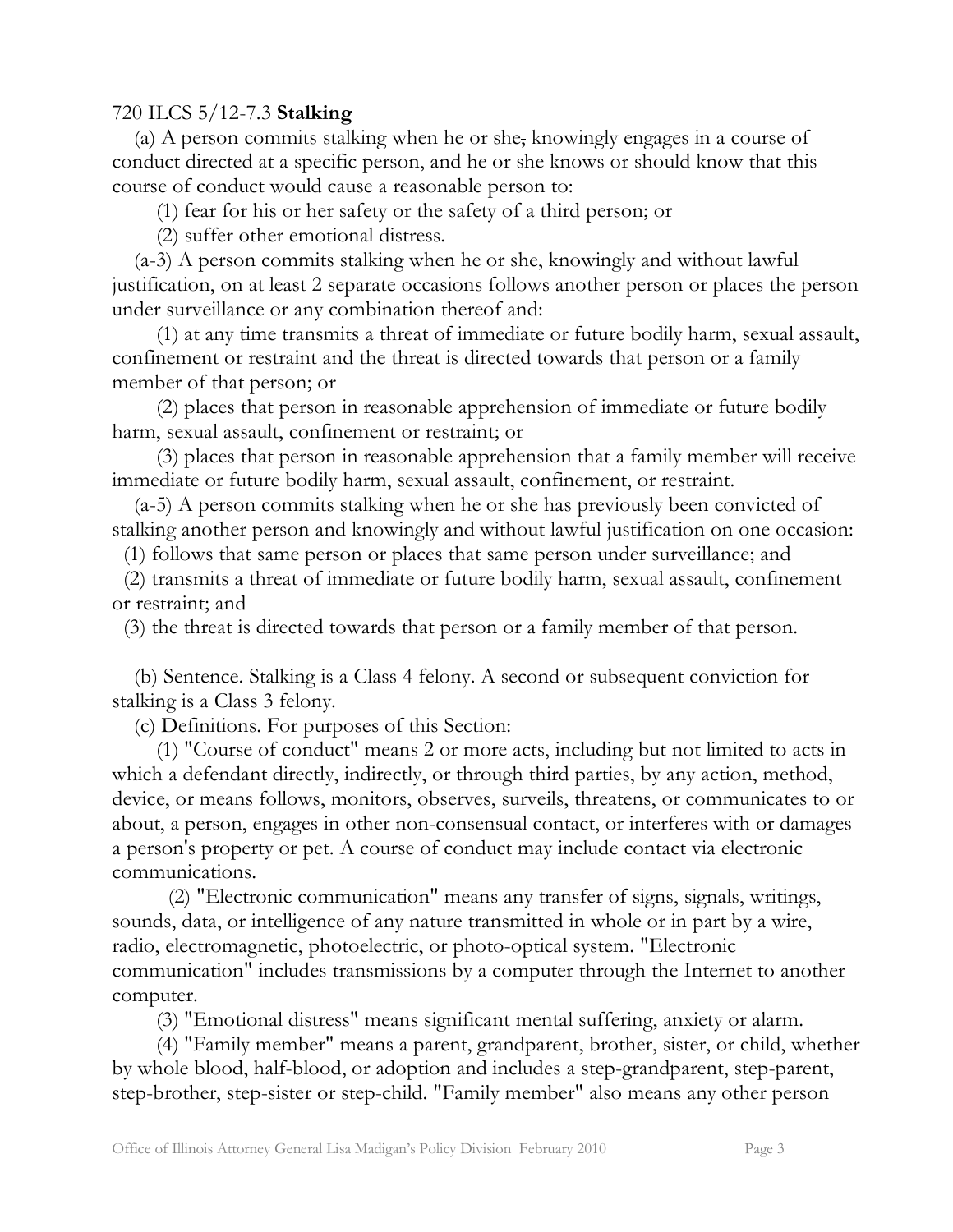720 ILCS 5/12-7.3 **Stalking**

(a) A person commits stalking when he or she, knowingly engages in a course of conduct directed at a specific person, and he or she knows or should know that this course of conduct would cause a reasonable person to:

(1) fear for his or her safety or the safety of a third person; or

(2) suffer other emotional distress.

(a-3) A person commits stalking when he or she, knowingly and without lawful justification, on at least 2 separate occasions follows another person or places the person under surveillance or any combination thereof and:

(1) at any time transmits a threat of immediate or future bodily harm, sexual assault, confinement or restraint and the threat is directed towards that person or a family member of that person; or

(2) places that person in reasonable apprehension of immediate or future bodily harm, sexual assault, confinement or restraint; or

(3) places that person in reasonable apprehension that a family member will receive immediate or future bodily harm, sexual assault, confinement, or restraint.

(a-5) A person commits stalking when he or she has previously been convicted of stalking another person and knowingly and without lawful justification on one occasion:

(1) follows that same person or places that same person under surveillance; and

(2) transmits a threat of immediate or future bodily harm, sexual assault, confinement or restraint; and

(3) the threat is directed towards that person or a family member of that person.

(b) Sentence. Stalking is a Class 4 felony. A second or subsequent conviction for stalking is a Class 3 felony.

(c) Definitions. For purposes of this Section:

(1) "Course of conduct" means 2 or more acts, including but not limited to acts in which a defendant directly, indirectly, or through third parties, by any action, method, device, or means follows, monitors, observes, surveils, threatens, or communicates to or about, a person, engages in other non-consensual contact, or interferes with or damages a person's property or pet. A course of conduct may include contact via electronic communications.

(2) "Electronic communication" means any transfer of signs, signals, writings, sounds, data, or intelligence of any nature transmitted in whole or in part by a wire, radio, electromagnetic, photoelectric, or photo-optical system. "Electronic communication" includes transmissions by a computer through the Internet to another computer.

(3) "Emotional distress" means significant mental suffering, anxiety or alarm.

(4) "Family member" means a parent, grandparent, brother, sister, or child, whether by whole blood, half-blood, or adoption and includes a step-grandparent, step-parent, step-brother, step-sister or step-child. "Family member" also means any other person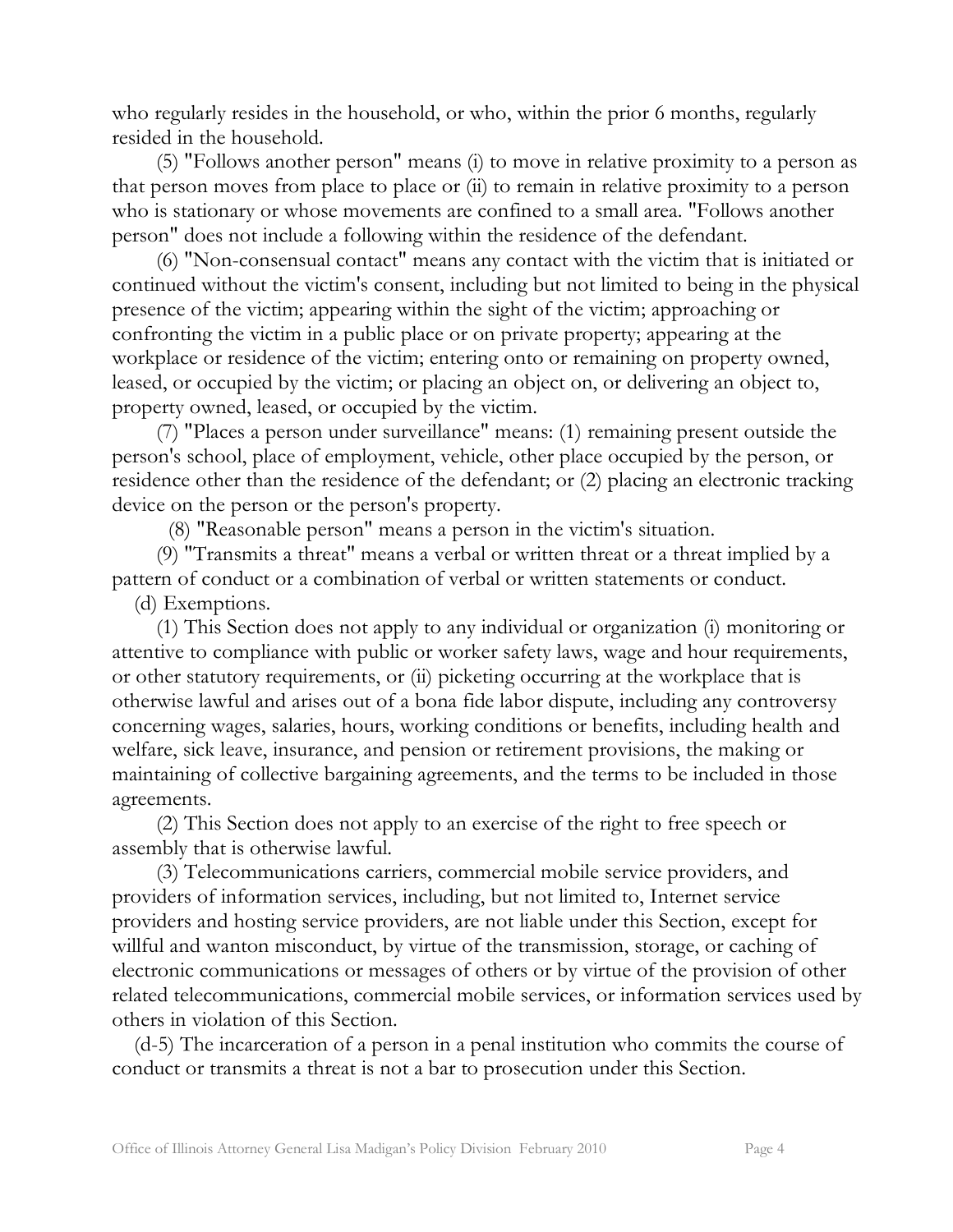who regularly resides in the household, or who, within the prior 6 months, regularly resided in the household.

(5) "Follows another person" means (i) to move in relative proximity to a person as that person moves from place to place or (ii) to remain in relative proximity to a person who is stationary or whose movements are confined to a small area. "Follows another person" does not include a following within the residence of the defendant.

(6) "Non-consensual contact" means any contact with the victim that is initiated or continued without the victim's consent, including but not limited to being in the physical presence of the victim; appearing within the sight of the victim; approaching or confronting the victim in a public place or on private property; appearing at the workplace or residence of the victim; entering onto or remaining on property owned, leased, or occupied by the victim; or placing an object on, or delivering an object to, property owned, leased, or occupied by the victim.

(7) "Places a person under surveillance" means: (1) remaining present outside the person's school, place of employment, vehicle, other place occupied by the person, or residence other than the residence of the defendant; or (2) placing an electronic tracking device on the person or the person's property.

(8) "Reasonable person" means a person in the victim's situation.

(9) "Transmits a threat" means a verbal or written threat or a threat implied by a pattern of conduct or a combination of verbal or written statements or conduct.

(d) Exemptions.

(1) This Section does not apply to any individual or organization (i) monitoring or attentive to compliance with public or worker safety laws, wage and hour requirements, or other statutory requirements, or (ii) picketing occurring at the workplace that is otherwise lawful and arises out of a bona fide labor dispute, including any controversy concerning wages, salaries, hours, working conditions or benefits, including health and welfare, sick leave, insurance, and pension or retirement provisions, the making or maintaining of collective bargaining agreements, and the terms to be included in those agreements.

(2) This Section does not apply to an exercise of the right to free speech or assembly that is otherwise lawful.

(3) Telecommunications carriers, commercial mobile service providers, and providers of information services, including, but not limited to, Internet service providers and hosting service providers, are not liable under this Section, except for willful and wanton misconduct, by virtue of the transmission, storage, or caching of electronic communications or messages of others or by virtue of the provision of other related telecommunications, commercial mobile services, or information services used by others in violation of this Section.

(d-5) The incarceration of a person in a penal institution who commits the course of conduct or transmits a threat is not a bar to prosecution under this Section.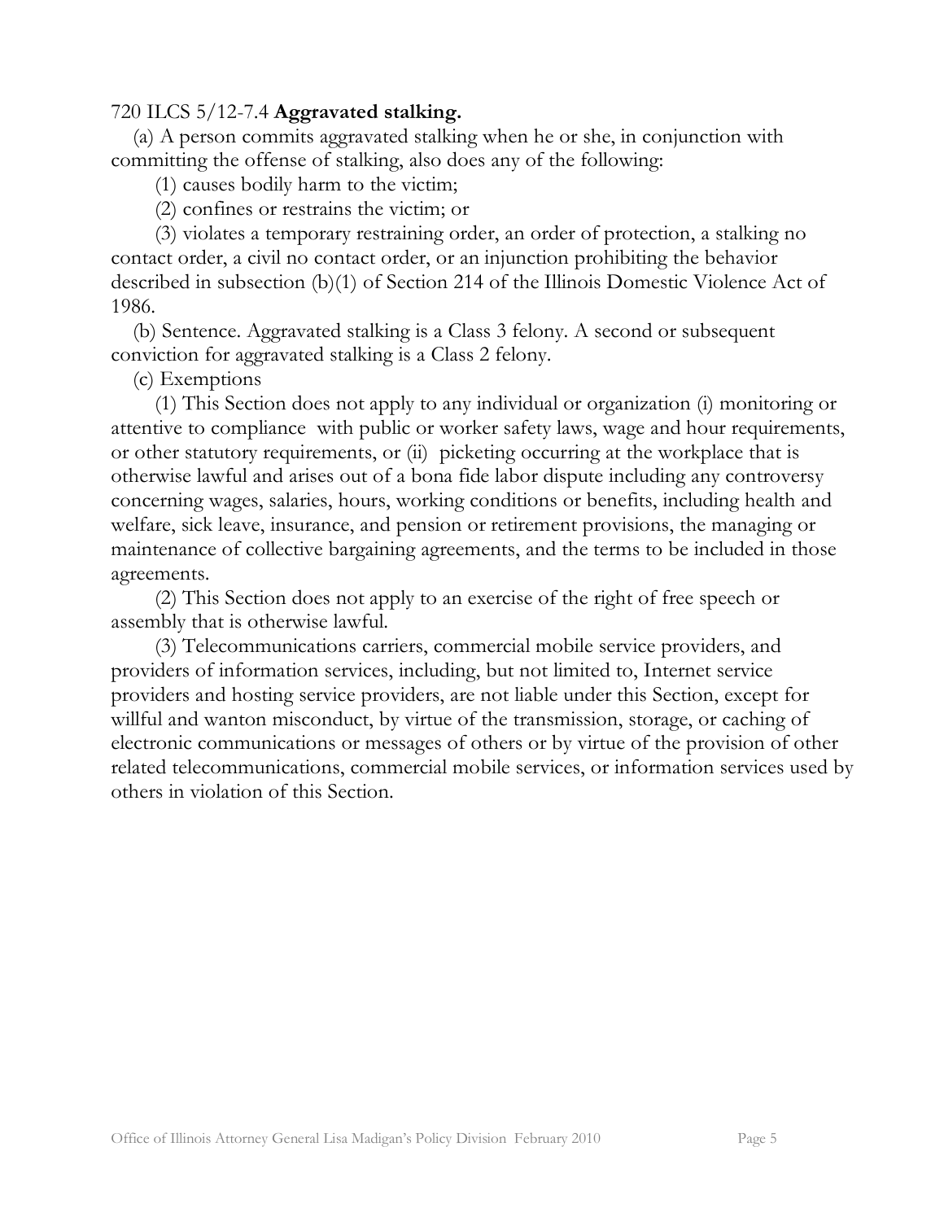720 ILCS 5/12-7.4 **Aggravated stalking.**

(a) A person commits aggravated stalking when he or she, in conjunction with committing the offense of stalking, also does any of the following:

(1) causes bodily harm to the victim;

(2) confines or restrains the victim; or

(3) violates a temporary restraining order, an order of protection, a stalking no contact order, a civil no contact order, or an injunction prohibiting the behavior described in subsection (b)(1) of Section 214 of the Illinois Domestic Violence Act of 1986.

(b) Sentence. Aggravated stalking is a Class 3 felony. A second or subsequent conviction for aggravated stalking is a Class 2 felony.

(c) Exemptions

(1) This Section does not apply to any individual or organization (i) monitoring or attentive to compliance with public or worker safety laws, wage and hour requirements, or other statutory requirements, or (ii) picketing occurring at the workplace that is otherwise lawful and arises out of a bona fide labor dispute including any controversy concerning wages, salaries, hours, working conditions or benefits, including health and welfare, sick leave, insurance, and pension or retirement provisions, the managing or maintenance of collective bargaining agreements, and the terms to be included in those agreements.

(2) This Section does not apply to an exercise of the right of free speech or assembly that is otherwise lawful.

(3) Telecommunications carriers, commercial mobile service providers, and providers of information services, including, but not limited to, Internet service providers and hosting service providers, are not liable under this Section, except for willful and wanton misconduct, by virtue of the transmission, storage, or caching of electronic communications or messages of others or by virtue of the provision of other related telecommunications, commercial mobile services, or information services used by others in violation of this Section.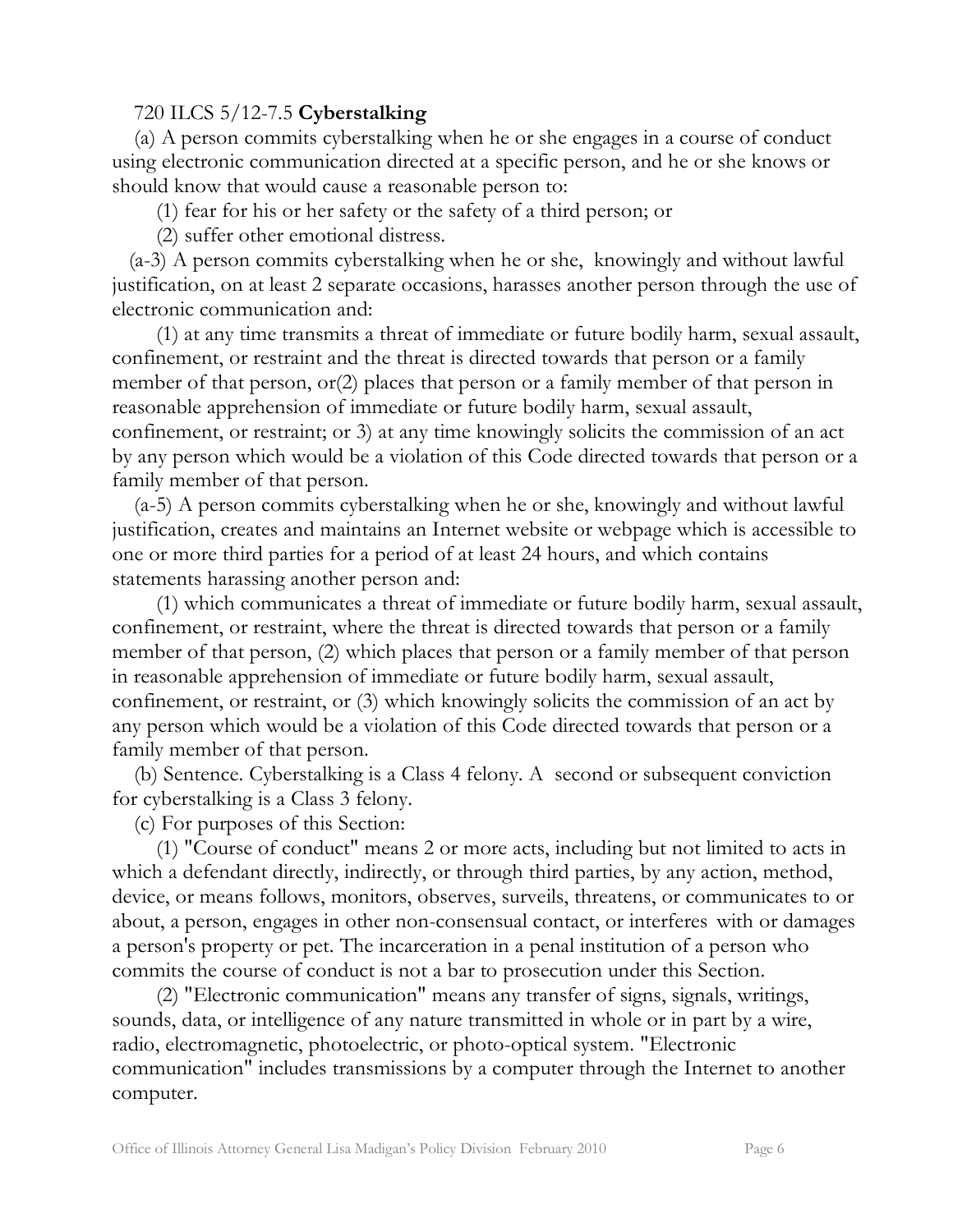720 ILCS 5/12-7.5 **Cyberstalking**

(a) A person commits cyberstalking when he or she engages in a course of conduct using electronic communication directed at a specific person, and he or she knows or should know that would cause a reasonable person to:

(1) fear for his or her safety or the safety of a third person; or

(2) suffer other emotional distress.

(a-3) A person commits cyberstalking when he or she, knowingly and without lawful justification, on at least 2 separate occasions, harasses another person through the use of electronic communication and:

(1) at any time transmits a threat of immediate or future bodily harm, sexual assault, confinement, or restraint and the threat is directed towards that person or a family member of that person, or(2) places that person or a family member of that person in reasonable apprehension of immediate or future bodily harm, sexual assault, confinement, or restraint; or 3) at any time knowingly solicits the commission of an act by any person which would be a violation of this Code directed towards that person or a family member of that person.

(a-5) A person commits cyberstalking when he or she, knowingly and without lawful justification, creates and maintains an Internet website or webpage which is accessible to one or more third parties for a period of at least 24 hours, and which contains statements harassing another person and:

(1) which communicates a threat of immediate or future bodily harm, sexual assault, confinement, or restraint, where the threat is directed towards that person or a family member of that person, (2) which places that person or a family member of that person in reasonable apprehension of immediate or future bodily harm, sexual assault, confinement, or restraint, or (3) which knowingly solicits the commission of an act by any person which would be a violation of this Code directed towards that person or a family member of that person.

(b) Sentence. Cyberstalking is a Class 4 felony. A second or subsequent conviction for cyberstalking is a Class 3 felony.

(c) For purposes of this Section:

(1) "Course of conduct" means 2 or more acts, including but not limited to acts in which a defendant directly, indirectly, or through third parties, by any action, method, device, or means follows, monitors, observes, surveils, threatens, or communicates to or about, a person, engages in other non-consensual contact, or interferes with or damages a person's property or pet. The incarceration in a penal institution of a person who commits the course of conduct is not a bar to prosecution under this Section.

(2) "Electronic communication" means any transfer of signs, signals, writings, sounds, data, or intelligence of any nature transmitted in whole or in part by a wire, radio, electromagnetic, photoelectric, or photo-optical system. "Electronic communication" includes transmissions by a computer through the Internet to another computer.

Office of Illinois Attorney General Lisa Madigan's Policy Division February 2010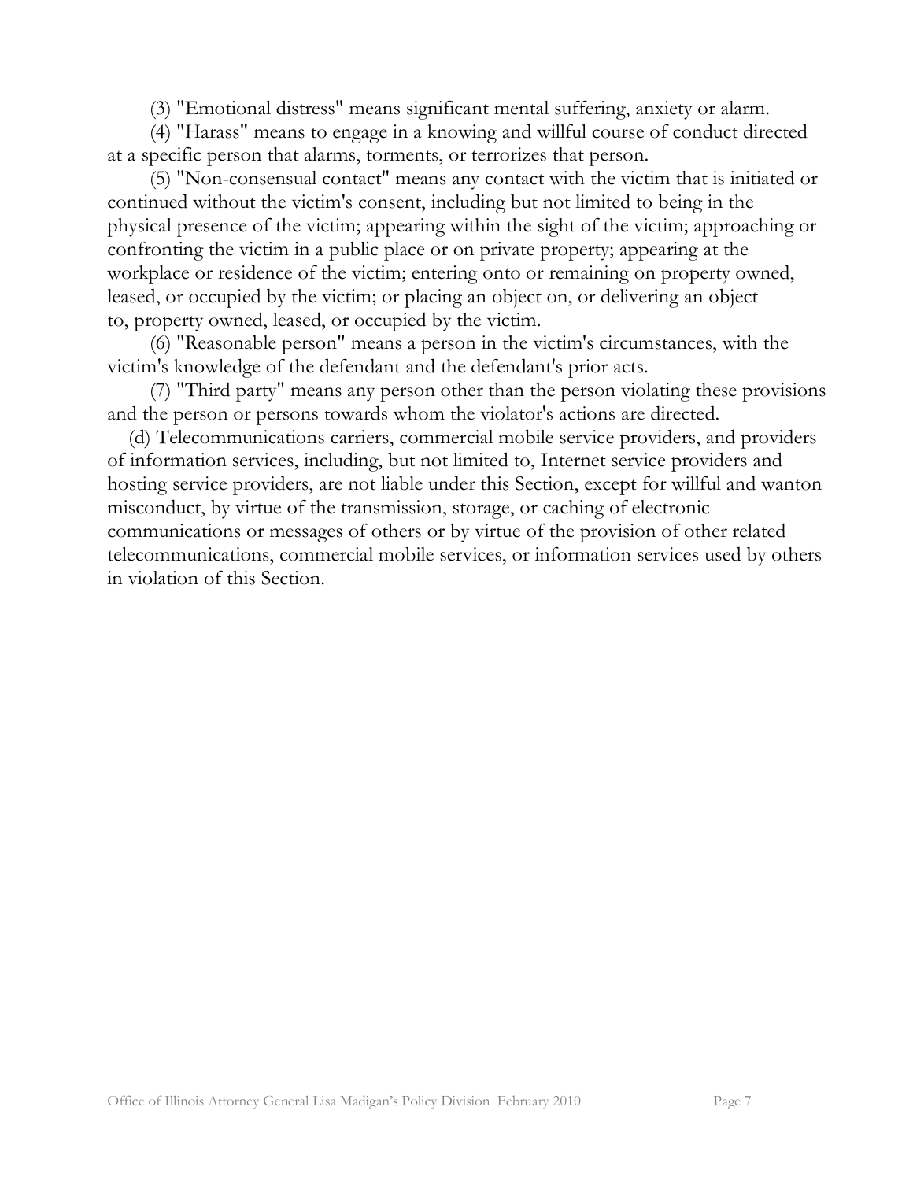(3) "Emotional distress" means significant mental suffering, anxiety or alarm.

(4) "Harass" means to engage in a knowing and willful course of conduct directed at a specific person that alarms, torments, or terrorizes that person.

(5) "Non-consensual contact" means any contact with the victim that is initiated or continued without the victim's consent, including but not limited to being in the physical presence of the victim; appearing within the sight of the victim; approaching or confronting the victim in a public place or on private property; appearing at the workplace or residence of the victim; entering onto or remaining on property owned, leased, or occupied by the victim; or placing an object on, or delivering an object to, property owned, leased, or occupied by the victim.

(6) "Reasonable person" means a person in the victim's circumstances, with the victim's knowledge of the defendant and the defendant's prior acts.

(7) "Third party" means any person other than the person violating these provisions and the person or persons towards whom the violator's actions are directed.

(d) Telecommunications carriers, commercial mobile service providers, and providers of information services, including, but not limited to, Internet service providers and hosting service providers, are not liable under this Section, except for willful and wanton misconduct, by virtue of the transmission, storage, or caching of electronic communications or messages of others or by virtue of the provision of other related telecommunications, commercial mobile services, or information services used by others in violation of this Section.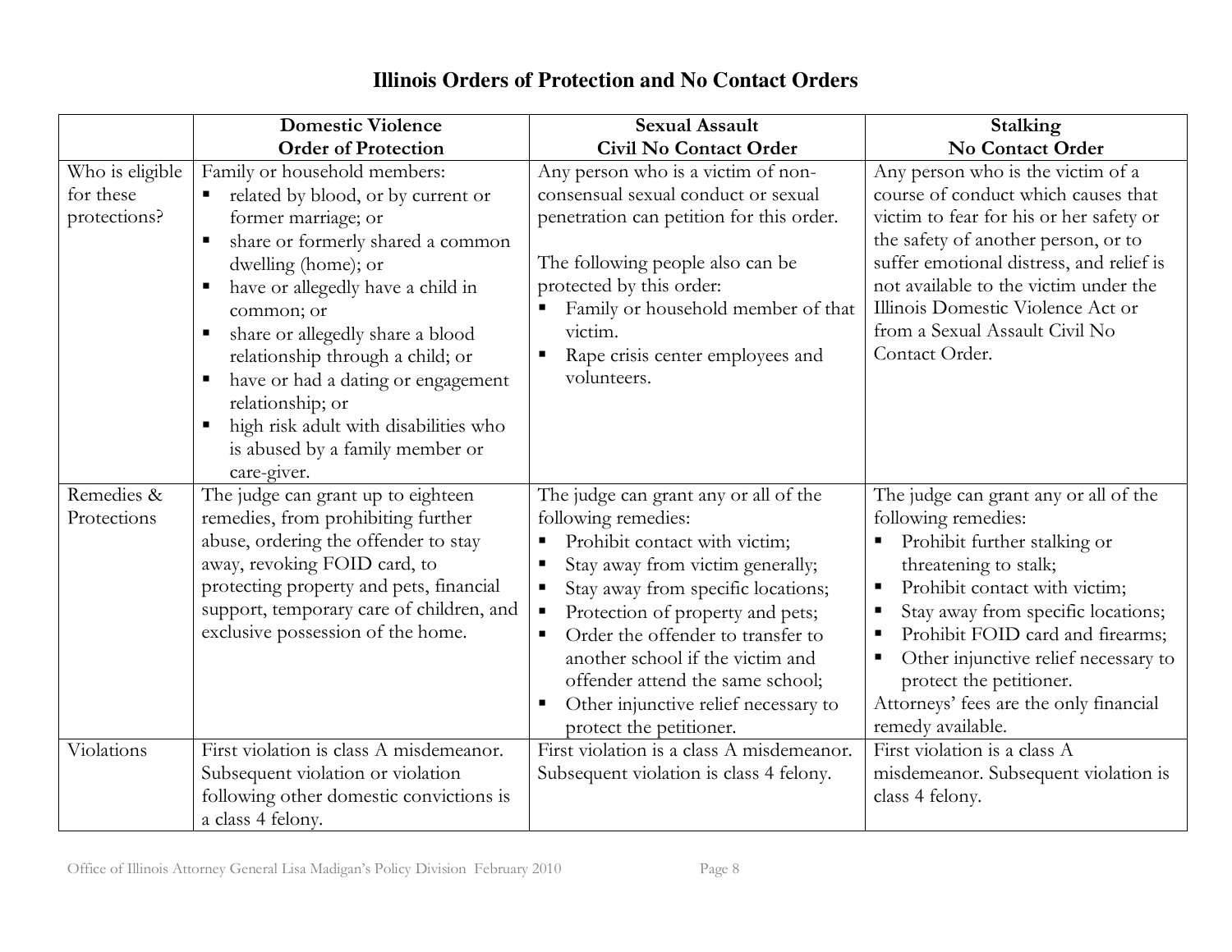## Illinois Orders of Protection and No Contact Orders

| | Domestic Violence Order of Protection | Sexual Assault Civil No Contact Order | Stalking No Contact Order |
|---|---|---|---|
| Who is eligible for these protections? | Family or household members:<br>▪ related by blood, or by current or former marriage; or<br>▪ share or formerly shared a common dwelling (home); or<br>▪ have or allegedly have a child in common; or<br>▪ share or allegedly share a blood relationship through a child; or<br>▪ have or had a dating or engagement relationship; or<br>▪ high risk adult with disabilities who is abused by a family member or care-giver. | Any person who is a victim of non-consensual sexual conduct or sexual penetration can petition for this order.<br><br>The following people also can be protected by this order:<br>▪ Family or household member of that victim.<br>▪ Rape crisis center employees and volunteers. | Any person who is the victim of a course of conduct which causes that victim to fear for his or her safety or the safety of another person, or to suffer emotional distress, and relief is not available to the victim under the Illinois Domestic Violence Act or from a Sexual Assault Civil No Contact Order. |
| Remedies & Protections | The judge can grant up to eighteen remedies, from prohibiting further abuse, ordering the offender to stay away, revoking FOID card, to protecting property and pets, financial support, temporary care of children, and exclusive possession of the home. | The judge can grant any or all of the following remedies:<br>▪ Prohibit contact with victim;<br>▪ Stay away from victim generally;<br>▪ Stay away from specific locations;<br>▪ Protection of property and pets;<br>▪ Order the offender to transfer to another school if the victim and offender attend the same school;<br>▪ Other injunctive relief necessary to protect the petitioner. | The judge can grant any or all of the following remedies:<br>▪ Prohibit further stalking or threatening to stalk;<br>▪ Prohibit contact with victim;<br>▪ Stay away from specific locations;<br>▪ Prohibit FOID card and firearms;<br>▪ Other injunctive relief necessary to protect the petitioner.<br>Attorneys' fees are the only financial remedy available. |
| Violations | First violation is class A misdemeanor. Subsequent violation or violation following other domestic convictions is a class 4 felony. | First violation is a class A misdemeanor. Subsequent violation is class 4 felony. | First violation is a class A misdemeanor. Subsequent violation is class 4 felony. |

Office of Illinois Attorney General Lisa Madigan's Policy Division February 2010